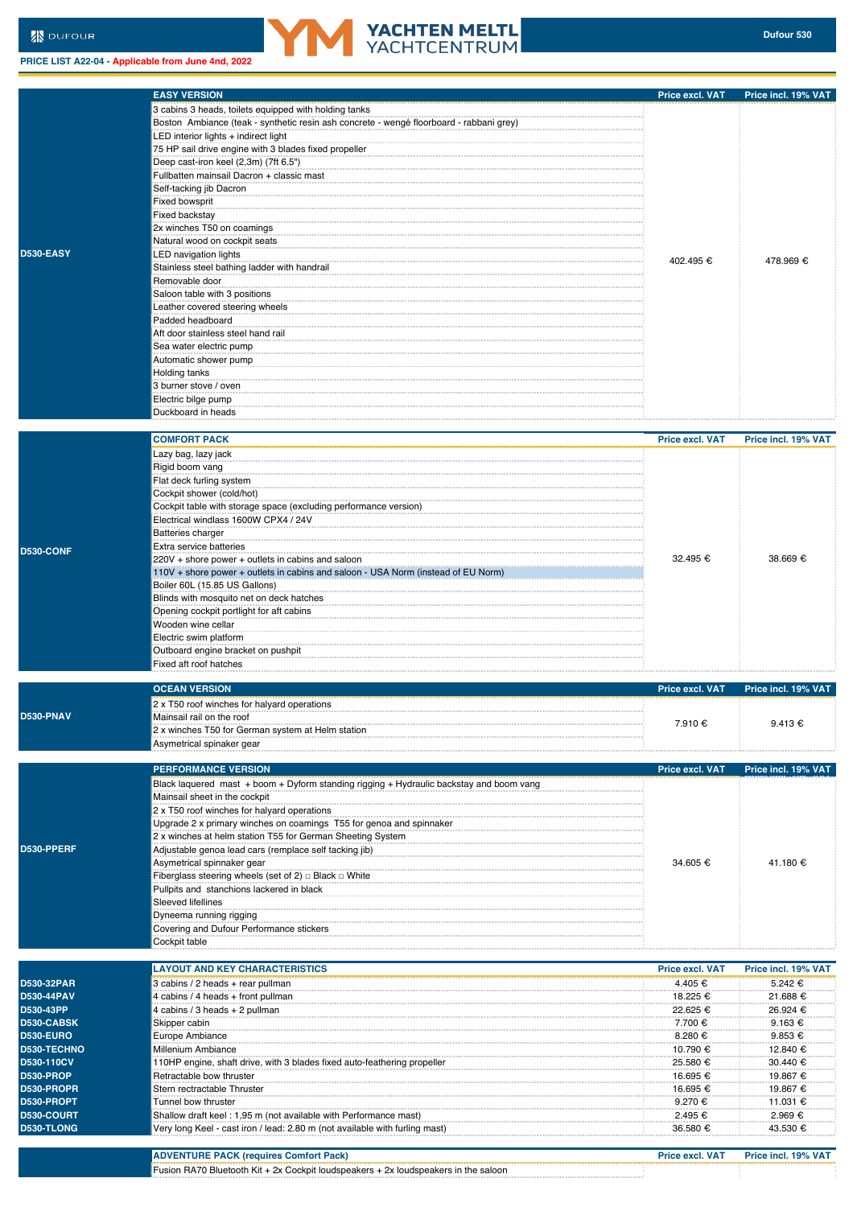PRICE LIST A22-04 - Applicable from June 4nd, 2022

| | EASY VERSION | Price excl. VAT | Price incl. 19% VAT |
|---|---|---|---|
| D530-EASY | 3 cabins 3 heads, toilets equipped with holding tanks<br>Boston Ambiance (teak - synthetic resin ash concrete - wengé floorboard - rabbani grey)<br>LED interior lights + indirect light<br>75 HP sail drive engine with 3 blades fixed propeller<br>Deep cast-iron keel (2,3m) (7ft 6.5")<br>Fullbatten mainsail Dacron + classic mast<br>Self-tacking jib Dacron<br>Fixed bowsprit<br>Fixed backstay<br>2x winches T50 on coamings<br>Natural wood on cockpit seats<br>LED navigation lights<br>Stainless steel bathing ladder with handrail<br>Removable door<br>Saloon table with 3 positions<br>Leather covered steering wheels<br>Padded headboard<br>Aft door stainless steel hand rail<br>Sea water electric pump<br>Automatic shower pump<br>Holding tanks<br>3 burner stove / oven<br>Electric bilge pump<br>Duckboard in heads | 402.495 € | 478.969 € |

| | COMFORT PACK | Price excl. VAT | Price incl. 19% VAT |
|---|---|---|---|
| D530-CONF | Lazy bag, lazy jack<br>Rigid boom vang<br>Flat deck furling system<br>Cockpit shower (cold/hot)<br>Cockpit table with storage space (excluding performance version)<br>Electrical windlass 1600W CPX4 / 24V<br>Batteries charger<br>Extra service batteries<br>220V + shore power + outlets in cabins and saloon<br>110V + shore power + outlets in cabins and saloon - USA Norm (instead of EU Norm)<br>Boiler 60L (15.85 US Gallons)<br>Blinds with mosquito net on deck hatches<br>Opening cockpit portlight for aft cabins<br>Wooden wine cellar<br>Electric swim platform<br>Outboard engine bracket on pushpit<br>Fixed aft roof hatches | 32.495 € | 38.669 € |

| | OCEAN VERSION | Price excl. VAT | Price incl. 19% VAT |
|---|---|---|---|
| D530-PNAV | 2 x T50 roof winches for halyard operations<br>Mainsail rail on the roof<br>2 x winches T50 for German system at Helm station<br>Asymetrical spinaker gear | 7.910 € | 9.413 € |

| | PERFORMANCE VERSION | Price excl. VAT | Price incl. 19% VAT |
|---|---|---|---|
| D530-PPERF | Black laquered mast + boom + Dyform standing rigging + Hydraulic backstay and boom vang<br>Mainsail sheet in the cockpit<br>2 x T50 roof winches for halyard operations<br>Upgrade 2 x primary winches on coamings T55 for genoa and spinnaker<br>2 x winches at helm station T55 for German Sheeting System<br>Adjustable genoa lead cars (remplace self tacking jib)<br>Asymetrical spinaker gear<br>Fiberglass steering wheels (set of 2) □ Black □ White<br>Pullpits and stanchions lackered in black<br>Sleeved lifelines<br>Dyneema running rigging<br>Covering and Dufour Performance stickers<br>Cockpit table | 34.605 € | 41.180 € |

| | LAYOUT AND KEY CHARACTERISTICS | Price excl. VAT | Price incl. 19% VAT |
|---|---|---|---|
| D530-32PAR | 3 cabins / 2 heads + rear pullman | 4.405 € | 5.242 € |
| D530-44PAV | 4 cabins / 4 heads + front pullman | 18.225 € | 21.688 € |
| D530-43PP | 4 cabins / 3 heads + 2 pullman | 22.625 € | 26.924 € |
| D530-CABSK | Skipper cabin | 7.700 € | 9.163 € |
| D530-EURO | Europe Ambiance | 8.280 € | 9.853 € |
| D530-TECHNO | Millenium Ambiance | 10.790 € | 12.840 € |
| D530-110CV | 110HP engine, shaft drive, with 3 blades fixed auto-feathering propeller | 25.580 € | 30.440 € |
| D530-PROP | Retractable bow thruster | 16.695 € | 19.867 € |
| D530-PROPR | Stern rectractable Thruster | 16.695 € | 19.867 € |
| D530-PROPT | Tunnel bow thruster | 9.270 € | 11.031 € |
| D530-COURT | Shallow draft keel : 1,95 m (not available with Performance mast) | 2.495 € | 2.969 € |
| D530-TLONG | Very long Keel - cast iron / lead: 2.80 m (not available with furling mast) | 36.580 € | 43.530 € |

| | ADVENTURE PACK (requires Comfort Pack) | Price excl. VAT | Price incl. 19% VAT |
|---|---|---|---|
| | Fusion RA70 Bluetooth Kit + 2x Cockpit loudspeakers + 2x loudspeakers in the saloon | | |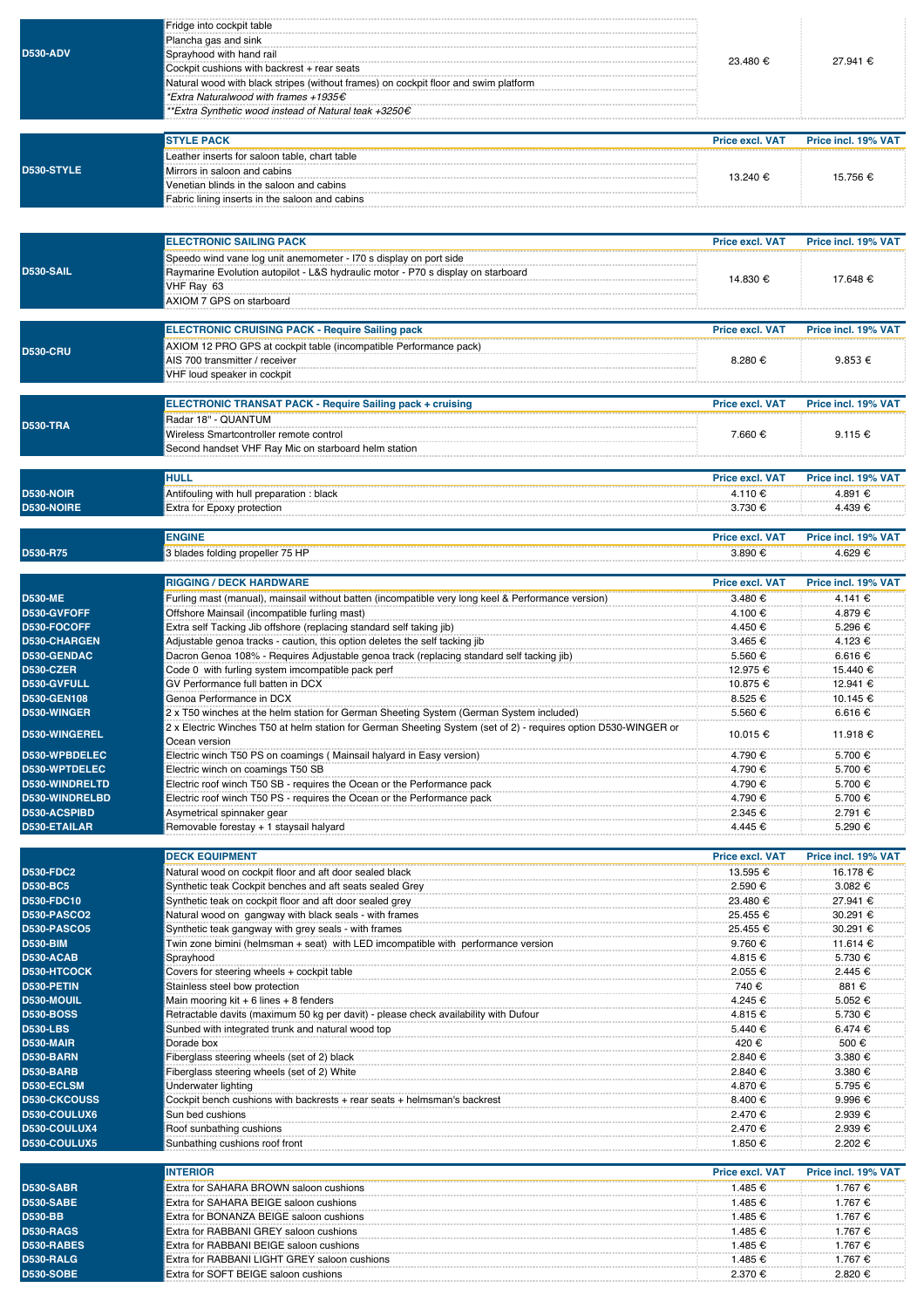| | | | |
|---|---|---|---|
| D530-ADV | Fridge into cockpit table<br>Plancha gas and sink<br>Sprayhood with hand rail<br>Cockpit cushions with backrest + rear seats<br>Natural wood with black stripes (without frames) on cockpit floor and swim platform<br>*Extra Naturalwood with frames +1935€<br>**Extra Synthetic wood instead of Natural teak +3250€ | 23.480 € | 27.941 € |

| | STYLE PACK | Price excl. VAT | Price incl. 19% VAT |
|---|---|---|---|
| D530-STYLE | Leather inserts for saloon table, chart table<br>Mirrors in saloon and cabins<br>Venetian blinds in the saloon and cabins<br>Fabric lining inserts in the saloon and cabins | 13.240 € | 15.756 € |

| | ELECTRONIC SAILING PACK | Price excl. VAT | Price incl. 19% VAT |
|---|---|---|---|
| D530-SAIL | Speedo wind vane log unit anemometer - I70 s display on port side<br>Raymarine Evolution autopilot - L&S hydraulic motor - P70 s display on starboard<br>VHF Ray 63<br>AXIOM 7 GPS on starboard | 14.830 € | 17.648 € |

| | ELECTRONIC CRUISING PACK - Require Sailing pack | Price excl. VAT | Price incl. 19% VAT |
|---|---|---|---|
| D530-CRU | AXIOM 12 PRO GPS at cockpit table (incompatible Performance pack)<br>AIS 700 transmitter / receiver<br>VHF loud speaker in cockpit | 8.280 € | 9.853 € |

| | ELECTRONIC TRANSAT PACK - Require Sailing pack + cruising | Price excl. VAT | Price incl. 19% VAT |
|---|---|---|---|
| D530-TRA | Radar 18" - QUANTUM<br>Wireless Smartcontroller remote control<br>Second handset VHF Ray Mic on starboard helm station | 7.660 € | 9.115 € |

| | HULL | Price excl. VAT | Price incl. 19% VAT |
|---|---|---|---|
| D530-NOIR | Antifouling with hull preparation : black | 4.110 € | 4.891 € |
| D530-NOIRE | Extra for Epoxy protection | 3.730 € | 4.439 € |

| | ENGINE | Price excl. VAT | Price incl. 19% VAT |
|---|---|---|---|
| D530-R75 | 3 blades folding propeller 75 HP | 3.890 € | 4.629 € |

| | RIGGING / DECK HARDWARE | Price excl. VAT | Price incl. 19% VAT |
|---|---|---|---|
| D530-ME | Furling mast (manual), mainsail without batten (incompatible very long keel & Performance version) | 3.480 € | 4.141 € |
| D530-GVFOFF | Offshore Mainsail (incompatible furling mast) | 4.100 € | 4.879 € |
| D530-FOCOFF | Extra self Tacking Jib offshore (replacing standard self taking jib) | 4.450 € | 5.296 € |
| D530-CHARGEN | Adjustable genoa tracks - caution, this option deletes the self tacking jib | 3.465 € | 4.123 € |
| D530-GENDAC | Dacron Genoa 108% - Requires Adjustable genoa track (replacing standard self tacking jib) | 5.560 € | 6.616 € |
| D530-CZER | Code 0 with furling system imcompatible pack perf | 12.975 € | 15.440 € |
| D530-GVFULL | GV Performance full batten in DCX | 10.875 € | 12.941 € |
| D530-GEN108 | Genoa Performance in DCX | 8.525 € | 10.145 € |
| D530-WINGER | 2 x T50 winches at the helm station for German Sheeting System (German System included) | 5.560 € | 6.616 € |
| D530-WINGEREL | 2 x Electric Winches T50 at helm station for German Sheeting System (set of 2) - requires option D530-WINGER or Ocean version | 10.015 € | 11.918 € |
| D530-WPBDELEC | Electric winch T50 PS on coamings ( Mainsail halyard in Easy version) | 4.790 € | 5.700 € |
| D530-WPTDELEC | Electric winch on coamings T50 SB | 4.790 € | 5.700 € |
| D530-WINDRELTD | Electric roof winch T50 SB - requires the Ocean or the Performance pack | 4.790 € | 5.700 € |
| D530-WINDRELBD | Electric roof winch T50 PS - requires the Ocean or the Performance pack | 4.790 € | 5.700 € |
| D530-ACSPIBD | Asymetrical spinnaker gear | 2.345 € | 2.791 € |
| D530-ETAILAR | Removable forestay + 1 staysail halyard | 4.445 € | 5.290 € |

| | DECK EQUIPMENT | Price excl. VAT | Price incl. 19% VAT |
|---|---|---|---|
| D530-FDC2 | Natural wood on cockpit floor and aft door sealed black | 13.595 € | 16.178 € |
| D530-BC5 | Synthetic teak Cockpit benches and aft seats sealed Grey | 2.590 € | 3.082 € |
| D530-FDC10 | Synthetic teak on cockpit floor and aft door sealed grey | 23.480 € | 27.941 € |
| D530-PASCO2 | Natural wood on gangway with black seals - with frames | 25.455 € | 30.291 € |
| D530-PASCO5 | Synthetic teak gangway with grey seals - with frames | 25.455 € | 30.291 € |
| D530-BIM | Twin zone bimini (helmsman + seat) with LED imcompatible with performance version | 9.760 € | 11.614 € |
| D530-ACAB | Sprayhood | 4.815 € | 5.730 € |
| D530-HTCOCK | Covers for steering wheels + cockpit table | 2.055 € | 2.445 € |
| D530-PETIN | Stainless steel bow protection | 740 € | 881 € |
| D530-MOUIL | Main mooring kit + 6 lines + 8 fenders | 4.245 € | 5.052 € |
| D530-BOSS | Retractable davits (maximum 50 kg per davit) - please check availability with Dufour | 4.815 € | 5.730 € |
| D530-LBS | Sunbed with integrated trunk and natural wood top | 5.440 € | 6.474 € |
| D530-MAIR | Dorade box | 420 € | 500 € |
| D530-BARN | Fiberglass steering wheels (set of 2) black | 2.840 € | 3.380 € |
| D530-BARB | Fiberglass steering wheels (set of 2) White | 2.840 € | 3.380 € |
| D530-ECLSM | Underwater lighting | 4.870 € | 5.795 € |
| D530-CKCOUSS | Cockpit bench cushions with backrests + rear seats + helmsman's backrest | 8.400 € | 9.996 € |
| D530-COULUX6 | Sun bed cushions | 2.470 € | 2.939 € |
| D530-COULUX4 | Roof sunbathing cushions | 2.470 € | 2.939 € |
| D530-COULUX5 | Sunbathing cushions roof front | 1.850 € | 2.202 € |

| | INTERIOR | Price excl. VAT | Price incl. 19% VAT |
|---|---|---|---|
| D530-SABR | Extra for SAHARA BROWN saloon cushions | 1.485 € | 1.767 € |
| D530-SABE | Extra for SAHARA BEIGE saloon cushions | 1.485 € | 1.767 € |
| D530-BB | Extra for BONANZA BEIGE saloon cushions | 1.485 € | 1.767 € |
| D530-RAGS | Extra for RABBANI GREY saloon cushions | 1.485 € | 1.767 € |
| D530-RABES | Extra for RABBANI BEIGE saloon cushions | 1.485 € | 1.767 € |
| D530-RALG | Extra for RABBANI LIGHT GREY saloon cushions | 1.485 € | 1.767 € |
| D530-SOBE | Extra for SOFT BEIGE saloon cushions | 2.370 € | 2.820 € |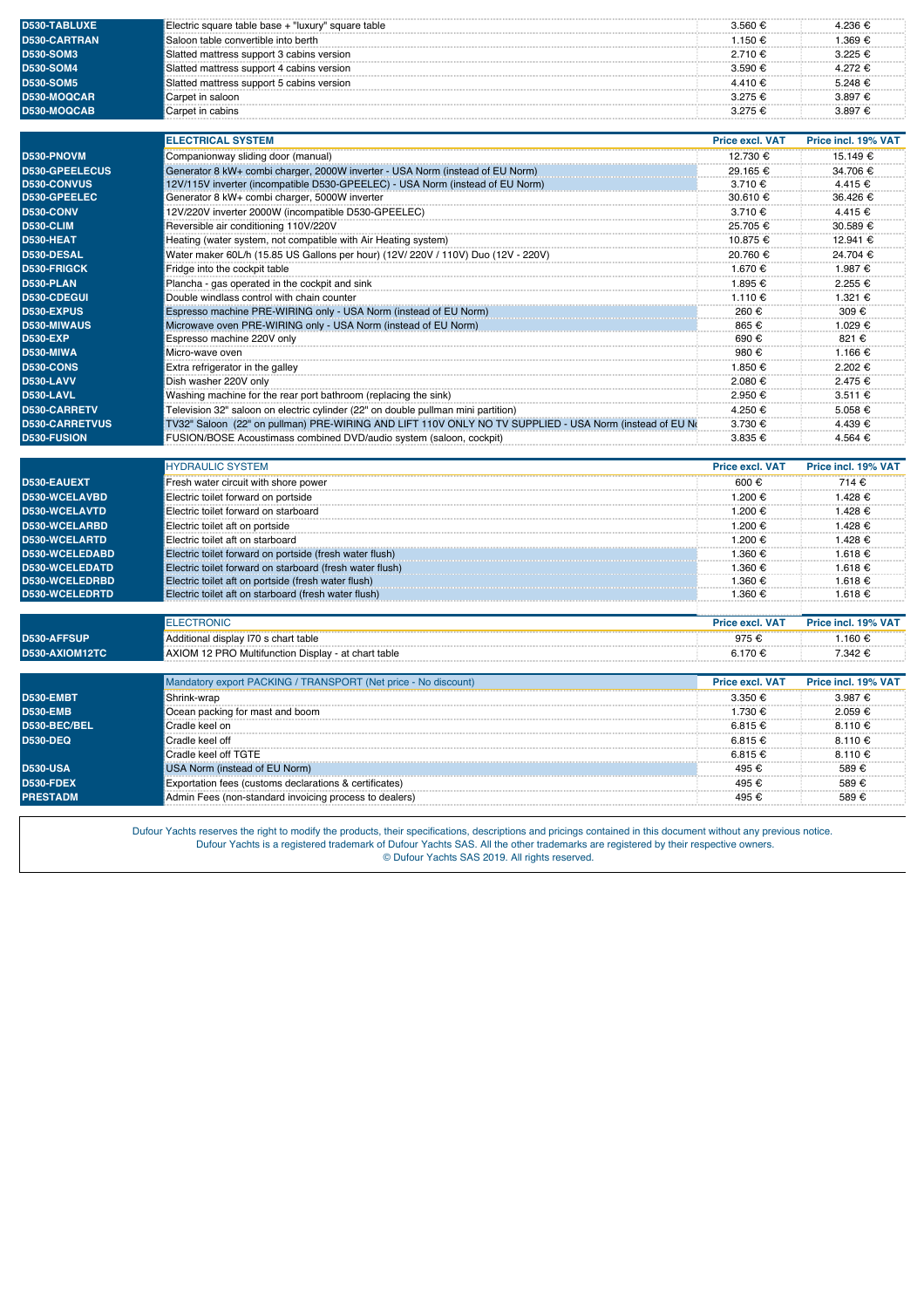| | | | |
|---|---|---|---|
| D530-TABLUXE | Electric square table base + "luxury" square table | 3.560 € | 4.236 € |
| D530-CARTRAN | Saloon table convertible into berth | 1.150 € | 1.369 € |
| D530-SOM3 | Slatted mattress support 3 cabins version | 2.710 € | 3.225 € |
| D530-SOM4 | Slatted mattress support 4 cabins version | 3.590 € | 4.272 € |
| D530-SOM5 | Slatted mattress support 5 cabins version | 4.410 € | 5.248 € |
| D530-MOQCAR | Carpet in saloon | 3.275 € | 3.897 € |
| D530-MOQCAB | Carpet in cabins | 3.275 € | 3.897 € |

| | ELECTRICAL SYSTEM | Price excl. VAT | Price incl. 19% VAT |
|---|---|---|---|
| D530-PNOVM | Companionway sliding door (manual) | 12.730 € | 15.149 € |
| D530-GPEELECUS | Generator 8 kW+ combi charger, 2000W inverter - USA Norm (instead of EU Norm) | 29.165 € | 34.706 € |
| D530-CONVUS | 12V/115V inverter (incompatible D530-GPEELEC) - USA Norm (instead of EU Norm) | 3.710 € | 4.415 € |
| D530-GPEELEC | Generator 8 kW+ combi charger, 5000W inverter | 30.610 € | 36.426 € |
| D530-CONV | 12V/220V inverter 2000W (incompatible D530-GPEELEC) | 3.710 € | 4.415 € |
| D530-CLIM | Reversible air conditioning 110V/220V | 25.705 € | 30.589 € |
| D530-HEAT | Heating (water system, not compatible with Air Heating system) | 10.875 € | 12.941 € |
| D530-DESAL | Water maker 60L/h (15.85 US Gallons per hour) (12V/ 220V / 110V) Duo (12V - 220V) | 20.760 € | 24.704 € |
| D530-FRIGCK | Fridge into the cockpit table | 1.670 € | 1.987 € |
| D530-PLAN | Plancha - gas operated in the cockpit and sink | 1.895 € | 2.255 € |
| D530-CDEGUI | Double windlass control with chain counter | 1.110 € | 1.321 € |
| D530-EXPUS | Espresso machine PRE-WIRING only - USA Norm (instead of EU Norm) | 260 € | 309 € |
| D530-MIWAUS | Microwave oven PRE-WIRING only - USA Norm (instead of EU Norm) | 865 € | 1.029 € |
| D530-EXP | Espresso machine 220V only | 690 € | 821 € |
| D530-MIWA | Micro-wave oven | 980 € | 1.166 € |
| D530-CONS | Extra refrigerator in the galley | 1.850 € | 2.202 € |
| D530-LAVV | Dish washer 220V only | 2.080 € | 2.475 € |
| D530-LAVL | Washing machine for the rear port bathroom (replacing the sink) | 2.950 € | 3.511 € |
| D530-CARRETV | Television 32" saloon on electric cylinder (22" on double pullman mini partition) | 4.250 € | 5.058 € |
| D530-CARRETVUS | TV32" Saloon (22" on pullman) PRE-WIRING AND LIFT 110V ONLY NO TV SUPPLIED - USA Norm (instead of EU No | 3.730 € | 4.439 € |
| D530-FUSION | FUSION/BOSE Acoustimass combined DVD/audio system (saloon, cockpit) | 3.835 € | 4.564 € |

| | HYDRAULIC SYSTEM | Price excl. VAT | Price incl. 19% VAT |
|---|---|---|---|
| D530-EAUEXT | Fresh water circuit with shore power | 600 € | 714 € |
| D530-WCELAVBD | Electric toilet forward on portside | 1.200 € | 1.428 € |
| D530-WCELAVTD | Electric toilet forward on starboard | 1.200 € | 1.428 € |
| D530-WCELARBD | Electric toilet aft on portside | 1.200 € | 1.428 € |
| D530-WCELARTD | Electric toilet aft on starboard | 1.200 € | 1.428 € |
| D530-WCELEDABD | Electric toilet forward on portside (fresh water flush) | 1.360 € | 1.618 € |
| D530-WCELEDATD | Electric toilet forward on starboard (fresh water flush) | 1.360 € | 1.618 € |
| D530-WCELEDRBD | Electric toilet aft on portside (fresh water flush) | 1.360 € | 1.618 € |
| D530-WCELEDRTD | Electric toilet aft on starboard (fresh water flush) | 1.360 € | 1.618 € |

| | ELECTRONIC | Price excl. VAT | Price incl. 19% VAT |
|---|---|---|---|
| D530-AFFSUP | Additional display I70 s chart table | 975 € | 1.160 € |
| D530-AXIOM12TC | AXIOM 12 PRO Multifunction Display - at chart table | 6.170 € | 7.342 € |

| | Mandatory export PACKING / TRANSPORT (Net price - No discount) | Price excl. VAT | Price incl. 19% VAT |
|---|---|---|---|
| D530-EMBT | Shrink-wrap | 3.350 € | 3.987 € |
| D530-EMB | Ocean packing for mast and boom | 1.730 € | 2.059 € |
| D530-BEC/BEL | Cradle keel on | 6.815 € | 8.110 € |
| D530-DEQ | Cradle keel off | 6.815 € | 8.110 € |
| | Cradle keel off TGTE | 6.815 € | 8.110 € |
| D530-USA | USA Norm (instead of EU Norm) | 495 € | 589 € |
| D530-FDEX | Exportation fees (customs declarations & certificates) | 495 € | 589 € |
| PRESTADM | Admin Fees (non-standard invoicing process to dealers) | 495 € | 589 € |

Dufour Yachts reserves the right to modify the products, their specifications, descriptions and pricings contained in this document without any previous notice.
Dufour Yachts is a registered trademark of Dufour Yachts SAS. All the other trademarks are registered by their respective owners.
© Dufour Yachts SAS 2019. All rights reserved.